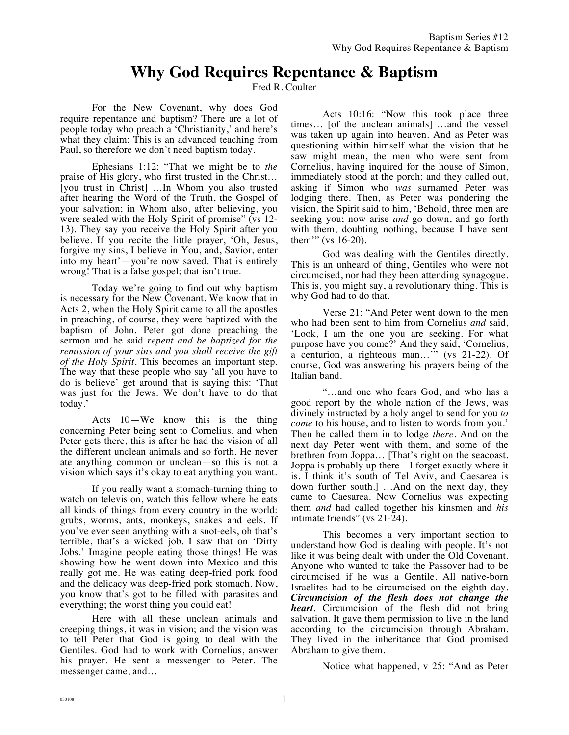# Why God Requires Repentance & Baptism

Fred R. Coulter

For the New Covenant, why does God require repentance and baptism? There are a lot of people today who preach a 'Christianity,' and here's what they claim: This is an advanced teaching from Paul, so therefore we don't need baptism today.

Ephesians 1:12: "That we might be to *the* praise of His glory, who first trusted in the Christ… [you trust in Christ] …In Whom you also trusted after hearing the Word of the Truth, the Gospel of your salvation; in Whom also, after believing, you were sealed with the Holy Spirit of promise" (vs 12-13). They say you receive the Holy Spirit after you believe. If you recite the little prayer, 'Oh, Jesus, forgive my sins, I believe in You, and, Savior, enter into my heart'—you're now saved. That is entirely wrong! That is a false gospel; that isn't true.

Today we're going to find out why baptism is necessary for the New Covenant. We know that in Acts 2, when the Holy Spirit came to all the apostles in preaching, of course, they were baptized with the baptism of John. Peter got done preaching the sermon and he said *repent and be baptized for the remission of your sins and you shall receive the gift of the Holy Spirit*. This becomes an important step. The way that these people who say 'all you have to do is believe' get around that is saying this: 'That was just for the Jews. We don't have to do that today.'

Acts 10—We know this is the thing concerning Peter being sent to Cornelius, and when Peter gets there, this is after he had the vision of all the different unclean animals and so forth. He never ate anything common or unclean—so this is not a vision which says it's okay to eat anything you want.

If you really want a stomach-turning thing to watch on television, watch this fellow where he eats all kinds of things from every country in the world: grubs, worms, ants, monkeys, snakes and eels. If you've ever seen anything with a snot-eels, oh that's terrible, that's a wicked job. I saw that on 'Dirty Jobs.' Imagine people eating those things! He was showing how he went down into Mexico and this really got me. He was eating deep-fried pork food and the delicacy was deep-fried pork stomach. Now, you know that's got to be filled with parasites and everything; the worst thing you could eat!

Here with all these unclean animals and creeping things, it was in vision; and the vision was to tell Peter that God is going to deal with the Gentiles. God had to work with Cornelius, answer his prayer. He sent a messenger to Peter. The messenger came, and…

Acts 10:16: "Now this took place three times… [of the unclean animals] …and the vessel was taken up again into heaven. And as Peter was questioning within himself what the vision that he saw might mean, the men who were sent from Cornelius, having inquired for the house of Simon, immediately stood at the porch; and they called out, asking if Simon who *was* surnamed Peter was lodging there. Then, as Peter was pondering the vision, the Spirit said to him, 'Behold, three men are seeking you; now arise *and* go down, and go forth with them, doubting nothing, because I have sent them'" (vs 16-20).

God was dealing with the Gentiles directly. This is an unheard of thing, Gentiles who were not circumcised, nor had they been attending synagogue. This is, you might say, a revolutionary thing. This is why God had to do that.

Verse 21: "And Peter went down to the men who had been sent to him from Cornelius *and* said, 'Look, I am the one you are seeking. For what purpose have you come?' And they said, 'Cornelius, a centurion, a righteous man…'" (vs 21-22). Of course, God was answering his prayers being of the Italian band.

"…and one who fears God, and who has a good report by the whole nation of the Jews, was divinely instructed by a holy angel to send for you *to come* to his house, and to listen to words from you.' Then he called them in to lodge *there*. And on the next day Peter went with them, and some of the brethren from Joppa… [That's right on the seacoast. Joppa is probably up there—I forget exactly where it is. I think it's south of Tel Aviv, and Caesarea is down further south.] …And on the next day, they came to Caesarea. Now Cornelius was expecting them *and* had called together his kinsmen and *his* intimate friends" (vs 21-24).

This becomes a very important section to understand how God is dealing with people. It's not like it was being dealt with under the Old Covenant. Anyone who wanted to take the Passover had to be circumcised if he was a Gentile. All native-born Israelites had to be circumcised on the eighth day. ***Circumcision of the flesh does not change the heart***. Circumcision of the flesh did not bring salvation. It gave them permission to live in the land according to the circumcision through Abraham. They lived in the inheritance that God promised Abraham to give them.

Notice what happened, v 25: "And as Peter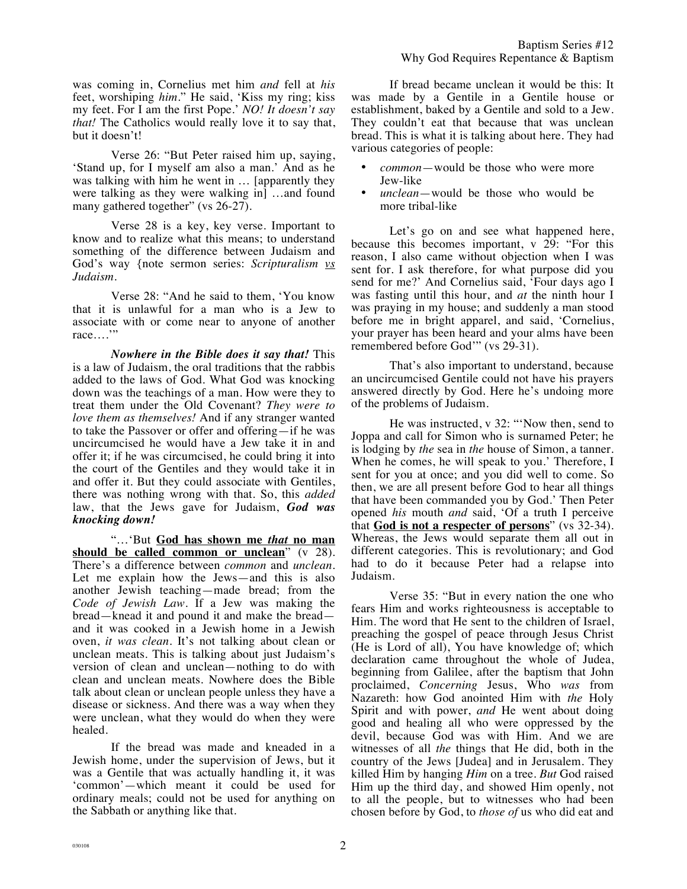was coming in, Cornelius met him *and* fell at *his* feet, worshiping *him*." He said, 'Kiss my ring; kiss my feet. For I am the first Pope.' *NO! It doesn't say that!* The Catholics would really love it to say that, but it doesn't!

Verse 26: "But Peter raised him up, saying, 'Stand up, for I myself am also a man.' And as he was talking with him he went in … [apparently they were talking as they were walking in] …and found many gathered together" (vs 26-27).

Verse 28 is a key, key verse. Important to know and to realize what this means; to understand something of the difference between Judaism and God's way {note sermon series: *Scripturalism vs Judaism*.

Verse 28: "And he said to them, 'You know that it is unlawful for a man who is a Jew to associate with or come near to anyone of another race….'"

***Nowhere in the Bible does it say that!*** This is a law of Judaism, the oral traditions that the rabbis added to the laws of God. What God was knocking down was the teachings of a man. How were they to treat them under the Old Covenant? *They were to love them as themselves!* And if any stranger wanted to take the Passover or offer and offering—if he was uncircumcised he would have a Jew take it in and offer it; if he was circumcised, he could bring it into the court of the Gentiles and they would take it in and offer it. But they could associate with Gentiles, there was nothing wrong with that. So, this *added* law, that the Jews gave for Judaism, ***God was knocking down!***

"…'But **God has shown me *that* no man should be called common or unclean**" (v 28). There's a difference between *common* and *unclean*. Let me explain how the Jews—and this is also another Jewish teaching—made bread; from the *Code of Jewish Law*. If a Jew was making the bread—knead it and pound it and make the bread—and it was cooked in a Jewish home in a Jewish oven, *it was clean*. It's not talking about clean or unclean meats. This is talking about just Judaism's version of clean and unclean—nothing to do with clean and unclean meats. Nowhere does the Bible talk about clean or unclean people unless they have a disease or sickness. And there was a way when they were unclean, what they would do when they were healed.

If the bread was made and kneaded in a Jewish home, under the supervision of Jews, but it was a Gentile that was actually handling it, it was 'common'—which meant it could be used for ordinary meals; could not be used for anything on the Sabbath or anything like that.

If bread became unclean it would be this: It was made by a Gentile in a Gentile house or establishment, baked by a Gentile and sold to a Jew. They couldn't eat that because that was unclean bread. This is what it is talking about here. They had various categories of people:

- *common*—would be those who were more Jew-like
- *unclean*—would be those who would be more tribal-like

Let's go on and see what happened here, because this becomes important, v 29: "For this reason, I also came without objection when I was sent for. I ask therefore, for what purpose did you send for me?' And Cornelius said, 'Four days ago I was fasting until this hour, and *at* the ninth hour I was praying in my house; and suddenly a man stood before me in bright apparel, and said, 'Cornelius, your prayer has been heard and your alms have been remembered before God'" (vs 29-31).

That's also important to understand, because an uncircumcised Gentile could not have his prayers answered directly by God. Here he's undoing more of the problems of Judaism.

He was instructed, v 32: "'Now then, send to Joppa and call for Simon who is surnamed Peter; he is lodging by *the* sea in *the* house of Simon, a tanner. When he comes, he will speak to you.' Therefore, I sent for you at once; and you did well to come. So then, we are all present before God to hear all things that have been commanded you by God.' Then Peter opened *his* mouth *and* said, 'Of a truth I perceive that **God is not a respecter of persons**" (vs 32-34). Whereas, the Jews would separate them all out in different categories. This is revolutionary; and God had to do it because Peter had a relapse into Judaism.

Verse 35: "But in every nation the one who fears Him and works righteousness is acceptable to Him. The word that He sent to the children of Israel, preaching the gospel of peace through Jesus Christ (He is Lord of all), You have knowledge of; which declaration came throughout the whole of Judea, beginning from Galilee, after the baptism that John proclaimed, *Concerning* Jesus, Who *was* from Nazareth: how God anointed Him with *the* Holy Spirit and with power, *and* He went about doing good and healing all who were oppressed by the devil, because God was with Him. And we are witnesses of all *the* things that He did, both in the country of the Jews [Judea] and in Jerusalem. They killed Him by hanging *Him* on a tree. *But* God raised Him up the third day, and showed Him openly, not to all the people, but to witnesses who had been chosen before by God, to *those of* us who did eat and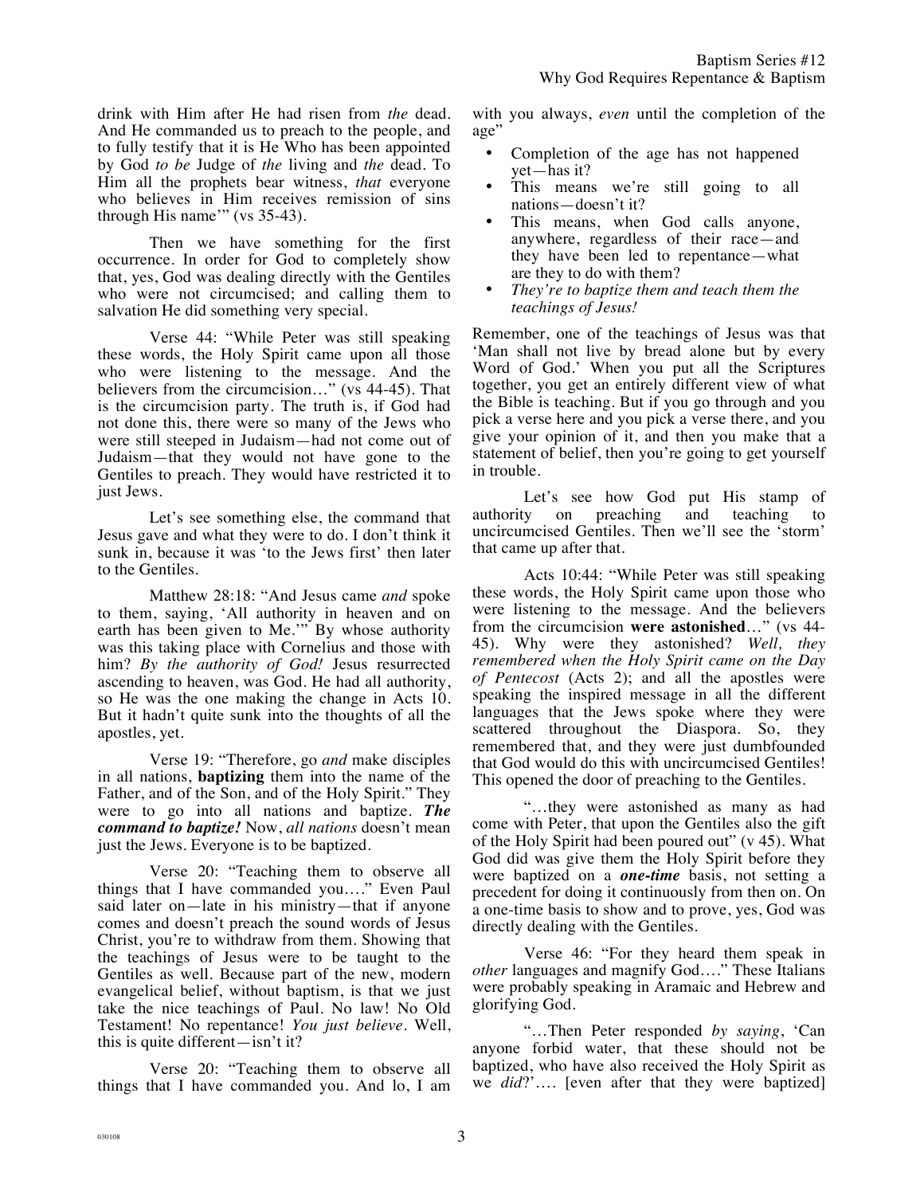drink with Him after He had risen from *the* dead. And He commanded us to preach to the people, and to fully testify that it is He Who has been appointed by God *to be* Judge of *the* living and *the* dead. To Him all the prophets bear witness, *that* everyone who believes in Him receives remission of sins through His name'" (vs 35-43).

Then we have something for the first occurrence. In order for God to completely show that, yes, God was dealing directly with the Gentiles who were not circumcised; and calling them to salvation He did something very special.

Verse 44: "While Peter was still speaking these words, the Holy Spirit came upon all those who were listening to the message. And the believers from the circumcision…" (vs 44-45). That is the circumcision party. The truth is, if God had not done this, there were so many of the Jews who were still steeped in Judaism—had not come out of Judaism—that they would not have gone to the Gentiles to preach. They would have restricted it to just Jews.

Let's see something else, the command that Jesus gave and what they were to do. I don't think it sunk in, because it was 'to the Jews first' then later to the Gentiles.

Matthew 28:18: "And Jesus came *and* spoke to them, saying, 'All authority in heaven and on earth has been given to Me.'" By whose authority was this taking place with Cornelius and those with him? *By the authority of God!* Jesus resurrected ascending to heaven, was God. He had all authority, so He was the one making the change in Acts 10. But it hadn't quite sunk into the thoughts of all the apostles, yet.

Verse 19: "Therefore, go *and* make disciples in all nations, **baptizing** them into the name of the Father, and of the Son, and of the Holy Spirit." They were to go into all nations and baptize. ***The command to baptize!*** Now, *all nations* doesn't mean just the Jews. Everyone is to be baptized.

Verse 20: "Teaching them to observe all things that I have commanded you…." Even Paul said later on—late in his ministry—that if anyone comes and doesn't preach the sound words of Jesus Christ, you're to withdraw from them. Showing that the teachings of Jesus were to be taught to the Gentiles as well. Because part of the new, modern evangelical belief, without baptism, is that we just take the nice teachings of Paul. No law! No Old Testament! No repentance! *You just believe*. Well, this is quite different—isn't it?

Verse 20: "Teaching them to observe all things that I have commanded you. And lo, I am with you always, *even* until the completion of the age"

- Completion of the age has not happened yet—has it?
- This means we're still going to all nations—doesn't it?
- This means, when God calls anyone, anywhere, regardless of their race—and they have been led to repentance—what are they to do with them?
- *They're to baptize them and teach them the teachings of Jesus!*

Remember, one of the teachings of Jesus was that 'Man shall not live by bread alone but by every Word of God.' When you put all the Scriptures together, you get an entirely different view of what the Bible is teaching. But if you go through and you pick a verse here and you pick a verse there, and you give your opinion of it, and then you make that a statement of belief, then you're going to get yourself in trouble.

Let's see how God put His stamp of authority on preaching and teaching to uncircumcised Gentiles. Then we'll see the 'storm' that came up after that.

Acts 10:44: "While Peter was still speaking these words, the Holy Spirit came upon those who were listening to the message. And the believers from the circumcision **were astonished**…" (vs 44-45). Why were they astonished? *Well, they remembered when the Holy Spirit came on the Day of Pentecost* (Acts 2); and all the apostles were speaking the inspired message in all the different languages that the Jews spoke where they were scattered throughout the Diaspora. So, they remembered that, and they were just dumbfounded that God would do this with uncircumcised Gentiles! This opened the door of preaching to the Gentiles.

"…they were astonished as many as had come with Peter, that upon the Gentiles also the gift of the Holy Spirit had been poured out" (v 45). What God did was give them the Holy Spirit before they were baptized on a ***one-time*** basis, not setting a precedent for doing it continuously from then on. On a one-time basis to show and to prove, yes, God was directly dealing with the Gentiles.

Verse 46: "For they heard them speak in *other* languages and magnify God…." These Italians were probably speaking in Aramaic and Hebrew and glorifying God.

"…Then Peter responded *by saying*, 'Can anyone forbid water, that these should not be baptized, who have also received the Holy Spirit as we *did*?'…. [even after that they were baptized]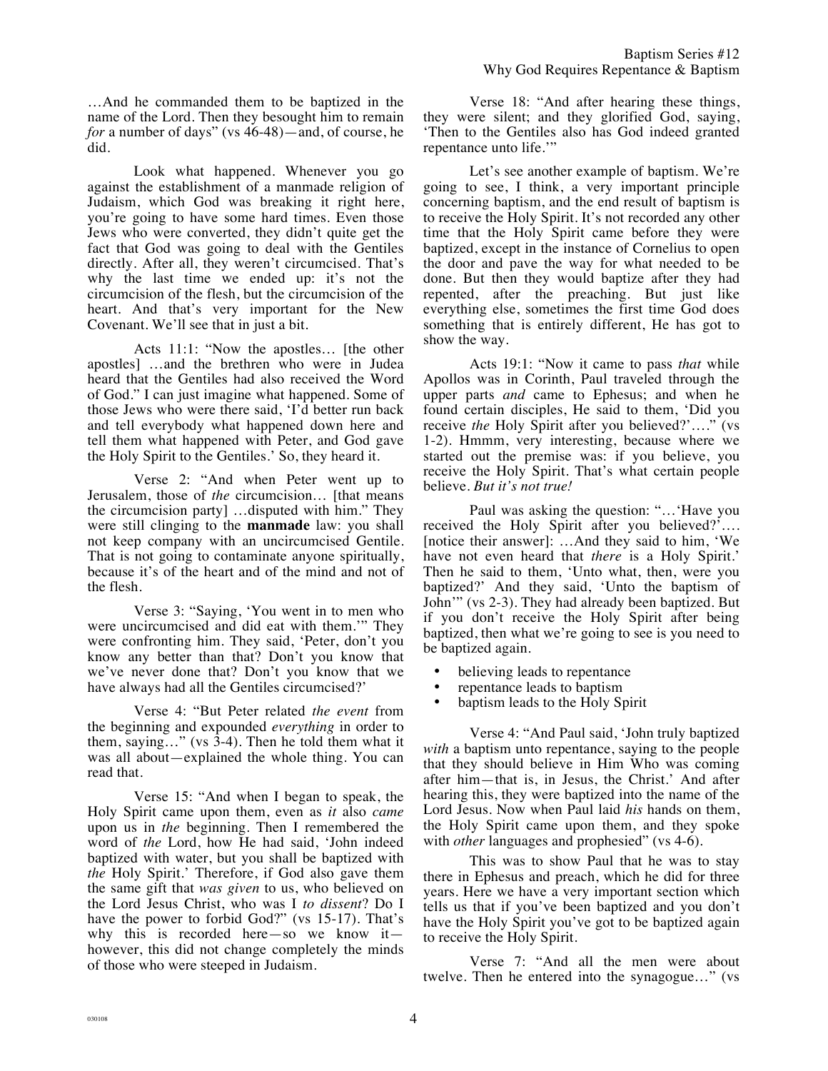…And he commanded them to be baptized in the name of the Lord. Then they besought him to remain *for* a number of days" (vs 46-48)—and, of course, he did.

Look what happened. Whenever you go against the establishment of a manmade religion of Judaism, which God was breaking it right here, you're going to have some hard times. Even those Jews who were converted, they didn't quite get the fact that God was going to deal with the Gentiles directly. After all, they weren't circumcised. That's why the last time we ended up: it's not the circumcision of the flesh, but the circumcision of the heart. And that's very important for the New Covenant. We'll see that in just a bit.

Acts 11:1: "Now the apostles… [the other apostles] …and the brethren who were in Judea heard that the Gentiles had also received the Word of God." I can just imagine what happened. Some of those Jews who were there said, 'I'd better run back and tell everybody what happened down here and tell them what happened with Peter, and God gave the Holy Spirit to the Gentiles.' So, they heard it.

Verse 2: "And when Peter went up to Jerusalem, those of *the* circumcision… [that means the circumcision party] …disputed with him." They were still clinging to the **manmade** law: you shall not keep company with an uncircumcised Gentile. That is not going to contaminate anyone spiritually, because it's of the heart and of the mind and not of the flesh.

Verse 3: "Saying, 'You went in to men who were uncircumcised and did eat with them.'" They were confronting him. They said, 'Peter, don't you know any better than that? Don't you know that we've never done that? Don't you know that we have always had all the Gentiles circumcised?'

Verse 4: "But Peter related *the event* from the beginning and expounded *everything* in order to them, saying…" (vs 3-4). Then he told them what it was all about—explained the whole thing. You can read that.

Verse 15: "And when I began to speak, the Holy Spirit came upon them, even as *it* also *came* upon us in *the* beginning. Then I remembered the word of *the* Lord, how He had said, 'John indeed baptized with water, but you shall be baptized with *the* Holy Spirit.' Therefore, if God also gave them the same gift that *was given* to us, who believed on the Lord Jesus Christ, who was I *to dissent*? Do I have the power to forbid God?" (vs 15-17). That's why this is recorded here—so we know it—however, this did not change completely the minds of those who were steeped in Judaism.

Verse 18: "And after hearing these things, they were silent; and they glorified God, saying, 'Then to the Gentiles also has God indeed granted repentance unto life.'"

Let's see another example of baptism. We're going to see, I think, a very important principle concerning baptism, and the end result of baptism is to receive the Holy Spirit. It's not recorded any other time that the Holy Spirit came before they were baptized, except in the instance of Cornelius to open the door and pave the way for what needed to be done. But then they would baptize after they had repented, after the preaching. But just like everything else, sometimes the first time God does something that is entirely different, He has got to show the way.

Acts 19:1: "Now it came to pass *that* while Apollos was in Corinth, Paul traveled through the upper parts *and* came to Ephesus; and when he found certain disciples, He said to them, 'Did you receive *the* Holy Spirit after you believed?'…." (vs 1-2). Hmmm, very interesting, because where we started out the premise was: if you believe, you receive the Holy Spirit. That's what certain people believe. *But it's not true!*

Paul was asking the question: "…'Have you received the Holy Spirit after you believed?'…. [notice their answer]: …And they said to him, 'We have not even heard that *there* is a Holy Spirit.' Then he said to them, 'Unto what, then, were you baptized?' And they said, 'Unto the baptism of John'" (vs 2-3). They had already been baptized. But if you don't receive the Holy Spirit after being baptized, then what we're going to see is you need to be baptized again.

- believing leads to repentance
- repentance leads to baptism
- baptism leads to the Holy Spirit

Verse 4: "And Paul said, 'John truly baptized *with* a baptism unto repentance, saying to the people that they should believe in Him Who was coming after him—that is, in Jesus, the Christ.' And after hearing this, they were baptized into the name of the Lord Jesus. Now when Paul laid *his* hands on them, the Holy Spirit came upon them, and they spoke with *other* languages and prophesied" (vs 4-6).

This was to show Paul that he was to stay there in Ephesus and preach, which he did for three years. Here we have a very important section which tells us that if you've been baptized and you don't have the Holy Spirit you've got to be baptized again to receive the Holy Spirit.

Verse 7: "And all the men were about twelve. Then he entered into the synagogue…" (vs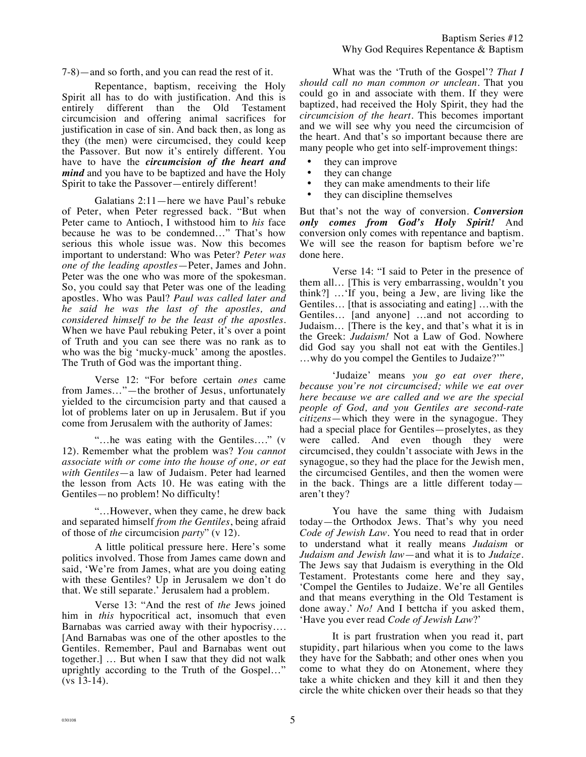7-8)—and so forth, and you can read the rest of it.

Repentance, baptism, receiving the Holy Spirit all has to do with justification. And this is entirely different than the Old Testament circumcision and offering animal sacrifices for justification in case of sin. And back then, as long as they (the men) were circumcised, they could keep the Passover. But now it's entirely different. You have to have the ***circumcision of the heart and mind*** and you have to be baptized and have the Holy Spirit to take the Passover—entirely different!

Galatians 2:11—here we have Paul's rebuke of Peter, when Peter regressed back. "But when Peter came to Antioch, I withstood him to *his* face because he was to be condemned…" That's how serious this whole issue was. Now this becomes important to understand: Who was Peter? *Peter was one of the leading apostles*—Peter, James and John. Peter was the one who was more of the spokesman. So, you could say that Peter was one of the leading apostles. Who was Paul? *Paul was called later and he said he was the last of the apostles, and considered himself to be the least of the apostles.* When we have Paul rebuking Peter, it's over a point of Truth and you can see there was no rank as to who was the big 'mucky-muck' among the apostles. The Truth of God was the important thing.

Verse 12: "For before certain *ones* came from James…"—the brother of Jesus, unfortunately yielded to the circumcision party and that caused a lot of problems later on up in Jerusalem. But if you come from Jerusalem with the authority of James:

"…he was eating with the Gentiles…." (v 12). Remember what the problem was? *You cannot associate with or come into the house of one, or eat with Gentiles*—a law of Judaism. Peter had learned the lesson from Acts 10. He was eating with the Gentiles—no problem! No difficulty!

"…However, when they came, he drew back and separated himself *from the Gentiles*, being afraid of those of *the* circumcision *party*" (v 12).

A little political pressure here. Here's some politics involved. Those from James came down and said, 'We're from James, what are you doing eating with these Gentiles? Up in Jerusalem we don't do that. We still separate.' Jerusalem had a problem.

Verse 13: "And the rest of *the* Jews joined him in *this* hypocritical act, insomuch that even Barnabas was carried away with their hypocrisy…. [And Barnabas was one of the other apostles to the Gentiles. Remember, Paul and Barnabas went out together.] … But when I saw that they did not walk uprightly according to the Truth of the Gospel…" (vs 13-14).

What was the 'Truth of the Gospel'? *That I should call no man common or unclean.* That you could go in and associate with them. If they were baptized, had received the Holy Spirit, they had the *circumcision of the heart*. This becomes important and we will see why you need the circumcision of the heart. And that's so important because there are many people who get into self-improvement things:

- they can improve
- they can change
- they can make amendments to their life
- they can discipline themselves

But that's not the way of conversion. ***Conversion only comes from God's Holy Spirit!*** And conversion only comes with repentance and baptism. We will see the reason for baptism before we're done here.

Verse 14: "I said to Peter in the presence of them all… [This is very embarrassing, wouldn't you think?] …'If you, being a Jew, are living like the Gentiles… [that is associating and eating] …with the Gentiles… [and anyone] …and not according to Judaism… [There is the key, and that's what it is in the Greek: *Judaism!* Not a Law of God. Nowhere did God say you shall not eat with the Gentiles.] …why do you compel the Gentiles to Judaize?'"

'Judaize' means *you go eat over there, because you're not circumcised; while we eat over here because we are called and we are the special people of God, and you Gentiles are second-rate citizens*—which they were in the synagogue. They had a special place for Gentiles—proselytes, as they were called. And even though they were circumcised, they couldn't associate with Jews in the synagogue, so they had the place for the Jewish men, the circumcised Gentiles, and then the women were in the back. Things are a little different today—aren't they?

You have the same thing with Judaism today—the Orthodox Jews. That's why you need *Code of Jewish Law*. You need to read that in order to understand what it really means *Judaism* or *Judaism and Jewish law*—and what it is to *Judaize*. The Jews say that Judaism is everything in the Old Testament. Protestants come here and they say, 'Compel the Gentiles to Judaize. We're all Gentiles and that means everything in the Old Testament is done away.' *No!* And I bettcha if you asked them, 'Have you ever read *Code of Jewish Law*?'

It is part frustration when you read it, part stupidity, part hilarious when you come to the laws they have for the Sabbath; and other ones when you come to what they do on Atonement, where they take a white chicken and they kill it and then they circle the white chicken over their heads so that they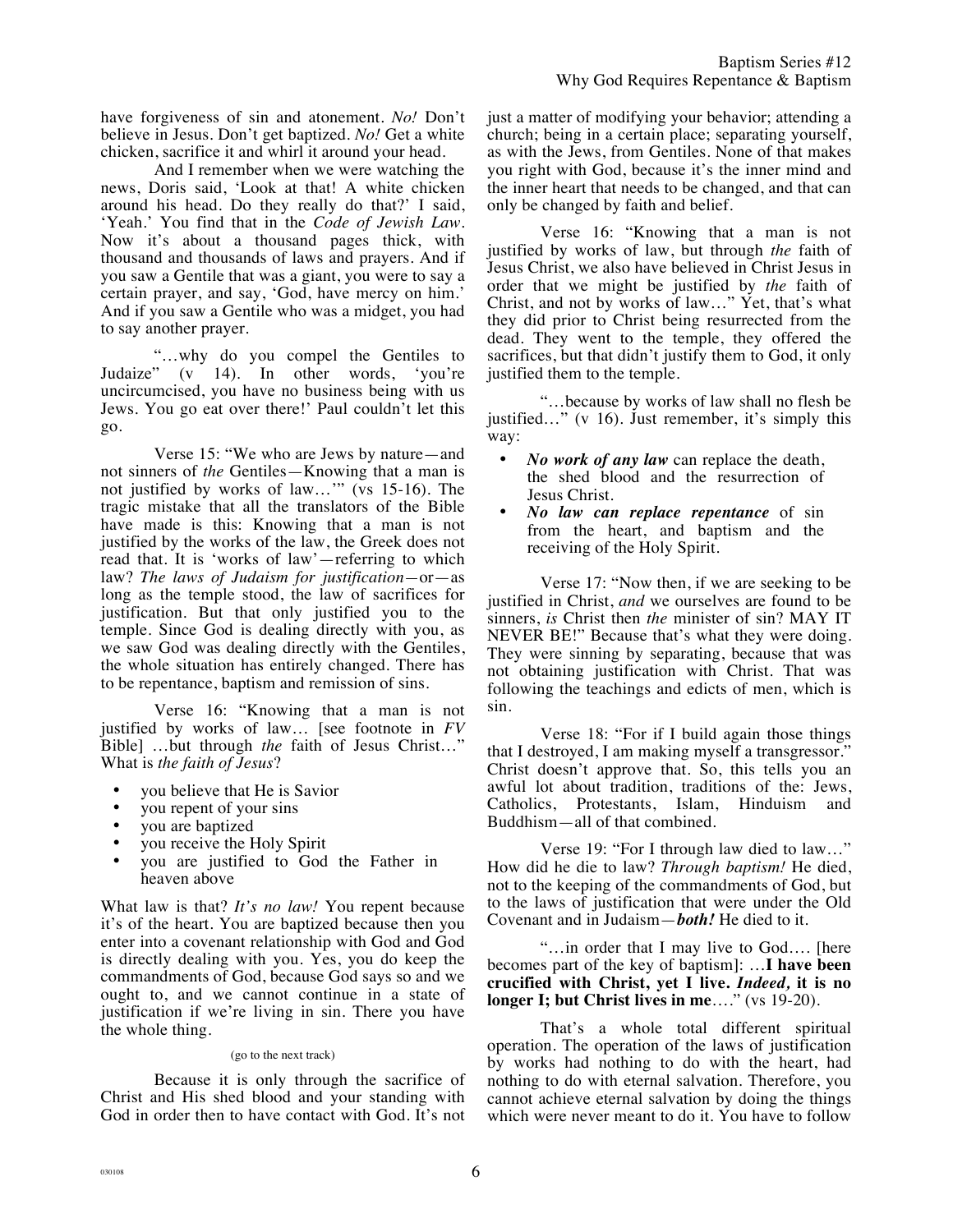have forgiveness of sin and atonement. *No!* Don't believe in Jesus. Don't get baptized. *No!* Get a white chicken, sacrifice it and whirl it around your head.

And I remember when we were watching the news, Doris said, 'Look at that! A white chicken around his head. Do they really do that?' I said, 'Yeah.' You find that in the *Code of Jewish Law*. Now it's about a thousand pages thick, with thousand and thousands of laws and prayers. And if you saw a Gentile that was a giant, you were to say a certain prayer, and say, 'God, have mercy on him.' And if you saw a Gentile who was a midget, you had to say another prayer.

"…why do you compel the Gentiles to Judaize" (v 14). In other words, 'you're uncircumcised, you have no business being with us Jews. You go eat over there!' Paul couldn't let this go.

Verse 15: "We who are Jews by nature—and not sinners of *the* Gentiles—Knowing that a man is not justified by works of law…'" (vs 15-16). The tragic mistake that all the translators of the Bible have made is this: Knowing that a man is not justified by the works of the law, the Greek does not read that. It is 'works of law'—referring to which law? *The laws of Judaism for justification*—or—as long as the temple stood, the law of sacrifices for justification. But that only justified you to the temple. Since God is dealing directly with you, as we saw God was dealing directly with the Gentiles, the whole situation has entirely changed. There has to be repentance, baptism and remission of sins.

Verse 16: "Knowing that a man is not justified by works of law… [see footnote in *FV* Bible] …but through *the* faith of Jesus Christ…" What is *the faith of Jesus*?

- you believe that He is Savior
- you repent of your sins
- you are baptized
- you receive the Holy Spirit
- you are justified to God the Father in heaven above

What law is that? *It's no law!* You repent because it's of the heart. You are baptized because then you enter into a covenant relationship with God and God is directly dealing with you. Yes, you do keep the commandments of God, because God says so and we ought to, and we cannot continue in a state of justification if we're living in sin. There you have the whole thing.

(go to the next track)

Because it is only through the sacrifice of Christ and His shed blood and your standing with God in order then to have contact with God. It's not just a matter of modifying your behavior; attending a church; being in a certain place; separating yourself, as with the Jews, from Gentiles. None of that makes you right with God, because it's the inner mind and the inner heart that needs to be changed, and that can only be changed by faith and belief.

Verse 16: "Knowing that a man is not justified by works of law, but through *the* faith of Jesus Christ, we also have believed in Christ Jesus in order that we might be justified by *the* faith of Christ, and not by works of law…" Yet, that's what they did prior to Christ being resurrected from the dead. They went to the temple, they offered the sacrifices, but that didn't justify them to God, it only justified them to the temple.

"…because by works of law shall no flesh be justified…" (v 16). Just remember, it's simply this way:

- ***No work of any law*** can replace the death, the shed blood and the resurrection of Jesus Christ.
- ***No law can replace repentance*** of sin from the heart, and baptism and the receiving of the Holy Spirit.

Verse 17: "Now then, if we are seeking to be justified in Christ, *and* we ourselves are found to be sinners, *is* Christ then *the* minister of sin? MAY IT NEVER BE!" Because that's what they were doing. They were sinning by separating, because that was not obtaining justification with Christ. That was following the teachings and edicts of men, which is sin.

Verse 18: "For if I build again those things that I destroyed, I am making myself a transgressor." Christ doesn't approve that. So, this tells you an awful lot about tradition, traditions of the: Jews, Catholics, Protestants, Islam, Hinduism and Buddhism—all of that combined.

Verse 19: "For I through law died to law…" How did he die to law? *Through baptism!* He died, not to the keeping of the commandments of God, but to the laws of justification that were under the Old Covenant and in Judaism—***both!*** He died to it.

"…in order that I may live to God…. [here becomes part of the key of baptism]: …**I have been crucified with Christ, yet I live. *Indeed,* it is no longer I; but Christ lives in me**…." (vs 19-20).

That's a whole total different spiritual operation. The operation of the laws of justification by works had nothing to do with the heart, had nothing to do with eternal salvation. Therefore, you cannot achieve eternal salvation by doing the things which were never meant to do it. You have to follow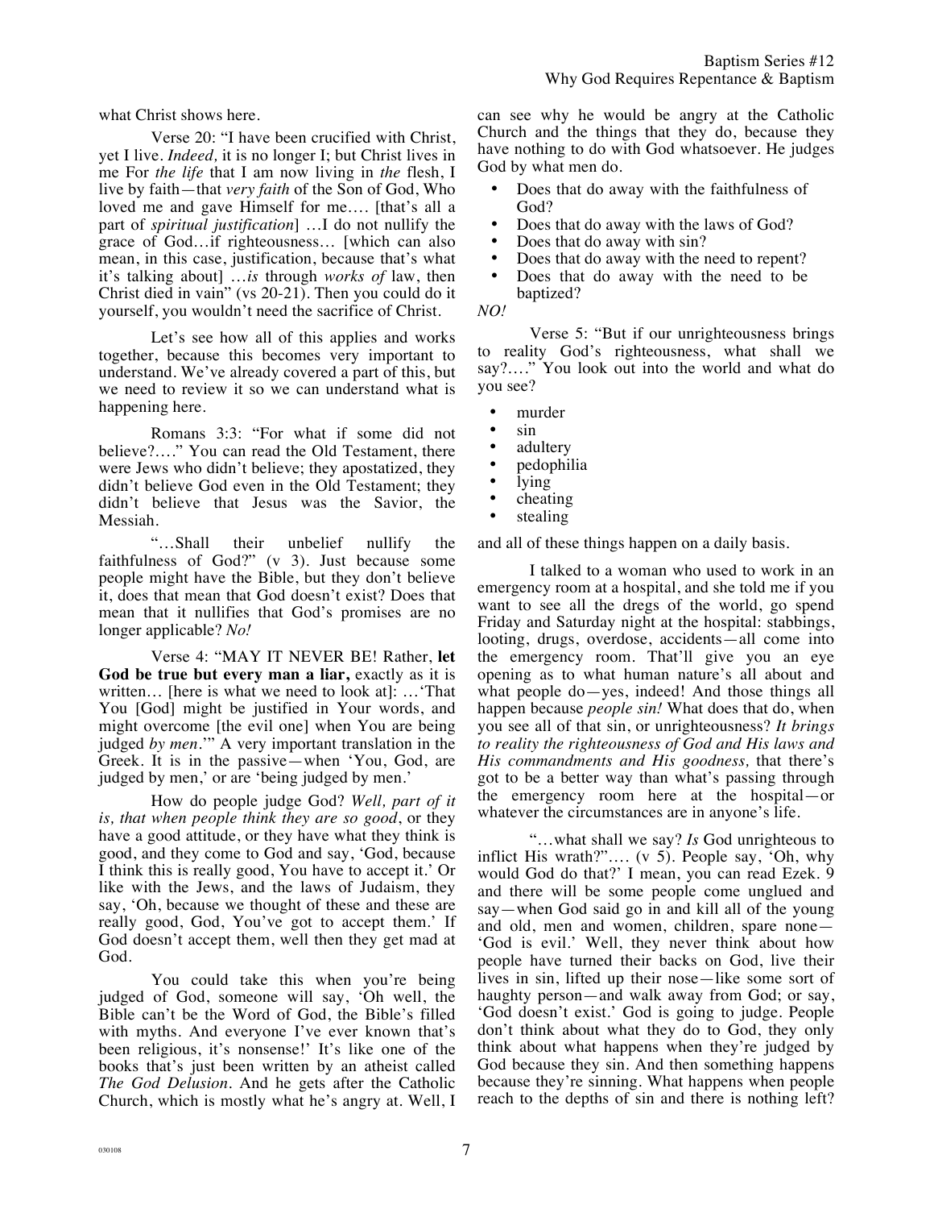what Christ shows here.

Verse 20: "I have been crucified with Christ, yet I live. *Indeed,* it is no longer I; but Christ lives in me For *the life* that I am now living in *the* flesh, I live by faith—that *very faith* of the Son of God, Who loved me and gave Himself for me…. [that's all a part of *spiritual justification*] …I do not nullify the grace of God…if righteousness… [which can also mean, in this case, justification, because that's what it's talking about] …*is* through *works of* law, then Christ died in vain" (vs 20-21). Then you could do it yourself, you wouldn't need the sacrifice of Christ.

Let's see how all of this applies and works together, because this becomes very important to understand. We've already covered a part of this, but we need to review it so we can understand what is happening here.

Romans 3:3: "For what if some did not believe?…." You can read the Old Testament, there were Jews who didn't believe; they apostatized, they didn't believe God even in the Old Testament; they didn't believe that Jesus was the Savior, the Messiah.

"…Shall their unbelief nullify the faithfulness of God?" (v 3). Just because some people might have the Bible, but they don't believe it, does that mean that God doesn't exist? Does that mean that it nullifies that God's promises are no longer applicable? *No!*

Verse 4: "MAY IT NEVER BE! Rather, **let God be true but every man a liar,** exactly as it is written… [here is what we need to look at]: …'That You [God] might be justified in Your words, and might overcome [the evil one] when You are being judged *by men*.'" A very important translation in the Greek. It is in the passive—when 'You, God, are judged by men,' or are 'being judged by men.'

How do people judge God? *Well, part of it is, that when people think they are so good*, or they have a good attitude, or they have what they think is good, and they come to God and say, 'God, because I think this is really good, You have to accept it.' Or like with the Jews, and the laws of Judaism, they say, 'Oh, because we thought of these and these are really good, God, You've got to accept them.' If God doesn't accept them, well then they get mad at God.

You could take this when you're being judged of God, someone will say, 'Oh well, the Bible can't be the Word of God, the Bible's filled with myths. And everyone I've ever known that's been religious, it's nonsense!' It's like one of the books that's just been written by an atheist called *The God Delusion.* And he gets after the Catholic Church, which is mostly what he's angry at. Well, I can see why he would be angry at the Catholic Church and the things that they do, because they have nothing to do with God whatsoever. He judges God by what men do.

- Does that do away with the faithfulness of God?
- Does that do away with the laws of God?
- Does that do away with sin?
- Does that do away with the need to repent?
- Does that do away with the need to be baptized?

*NO!*

Verse 5: "But if our unrighteousness brings to reality God's righteousness, what shall we say?…." You look out into the world and what do you see?

- murder
- sin
- adultery
- pedophilia
- lying
- cheating
- stealing

and all of these things happen on a daily basis.

I talked to a woman who used to work in an emergency room at a hospital, and she told me if you want to see all the dregs of the world, go spend Friday and Saturday night at the hospital: stabbings, looting, drugs, overdose, accidents—all come into the emergency room. That'll give you an eye opening as to what human nature's all about and what people do—yes, indeed! And those things all happen because *people sin!* What does that do, when you see all of that sin, or unrighteousness? *It brings to reality the righteousness of God and His laws and His commandments and His goodness,* that there's got to be a better way than what's passing through the emergency room here at the hospital—or whatever the circumstances are in anyone's life.

"…what shall we say? *Is* God unrighteous to inflict His wrath?"…. (v 5). People say, 'Oh, why would God do that?' I mean, you can read Ezek. 9 and there will be some people come unglued and say—when God said go in and kill all of the young and old, men and women, children, spare none—'God is evil.' Well, they never think about how people have turned their backs on God, live their lives in sin, lifted up their nose—like some sort of haughty person—and walk away from God; or say, 'God doesn't exist.' God is going to judge. People don't think about what they do to God, they only think about what happens when they're judged by God because they sin. And then something happens because they're sinning. What happens when people reach to the depths of sin and there is nothing left?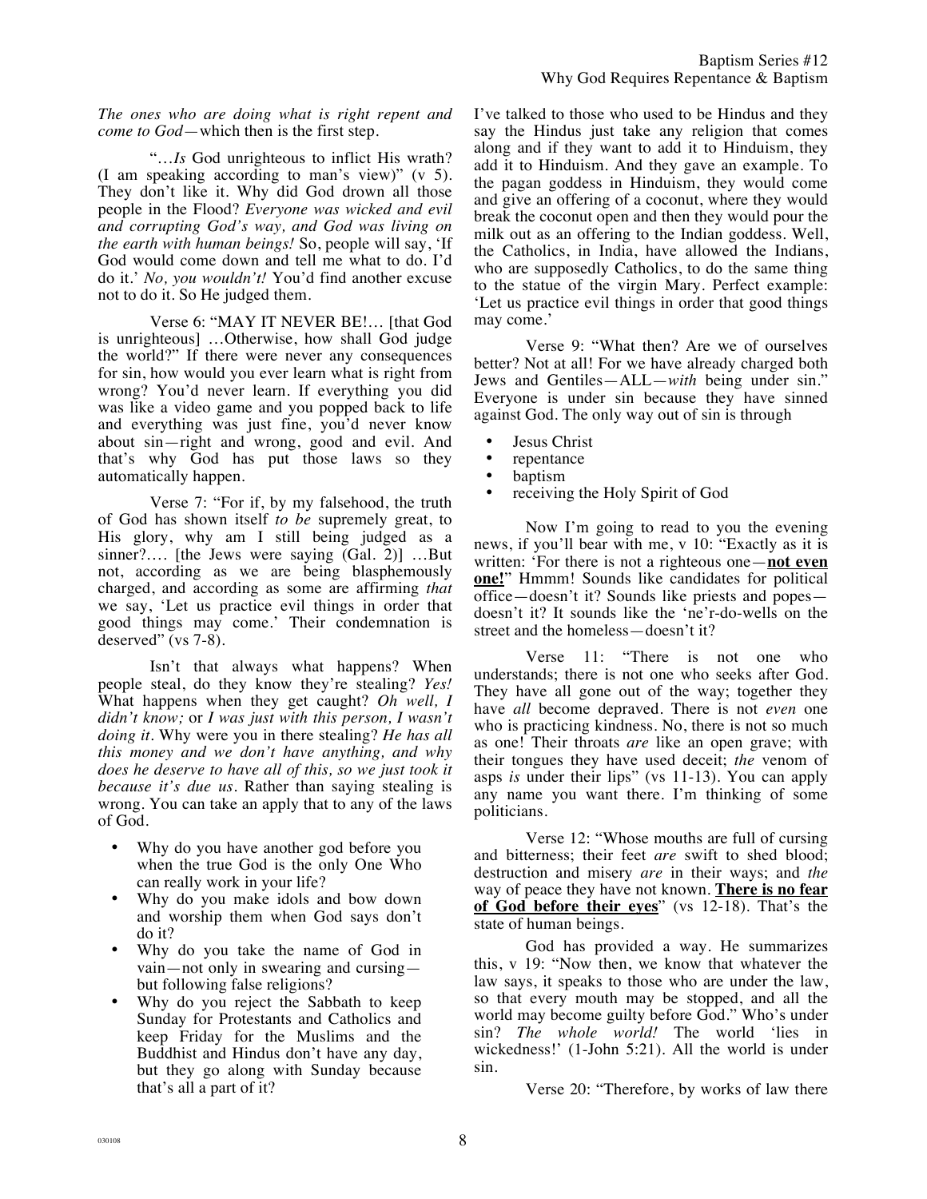*The ones who are doing what is right repent and come to God*—which then is the first step.

"…*Is* God unrighteous to inflict His wrath? (I am speaking according to man's view)" (v 5). They don't like it. Why did God drown all those people in the Flood? *Everyone was wicked and evil and corrupting God's way, and God was living on the earth with human beings!* So, people will say, 'If God would come down and tell me what to do. I'd do it.' *No, you wouldn't!* You'd find another excuse not to do it. So He judged them.

Verse 6: "MAY IT NEVER BE!… [that God is unrighteous] …Otherwise, how shall God judge the world?" If there were never any consequences for sin, how would you ever learn what is right from wrong? You'd never learn. If everything you did was like a video game and you popped back to life and everything was just fine, you'd never know about sin—right and wrong, good and evil. And that's why God has put those laws so they automatically happen.

Verse 7: "For if, by my falsehood, the truth of God has shown itself *to be* supremely great, to His glory, why am I still being judged as a sinner?…. [the Jews were saying (Gal. 2)] …But not, according as we are being blasphemously charged, and according as some are affirming *that* we say, 'Let us practice evil things in order that good things may come.' Their condemnation is deserved" (vs 7-8).

Isn't that always what happens? When people steal, do they know they're stealing? *Yes!* What happens when they get caught? *Oh well, I didn't know;* or *I was just with this person, I wasn't doing it*. Why were you in there stealing? *He has all this money and we don't have anything, and why does he deserve to have all of this, so we just took it because it's due us*. Rather than saying stealing is wrong. You can take an apply that to any of the laws of God.

- Why do you have another god before you when the true God is the only One Who can really work in your life?
- Why do you make idols and bow down and worship them when God says don't do it?
- Why do you take the name of God in vain—not only in swearing and cursing—but following false religions?
- Why do you reject the Sabbath to keep Sunday for Protestants and Catholics and keep Friday for the Muslims and the Buddhist and Hindus don't have any day, but they go along with Sunday because that's all a part of it?

I've talked to those who used to be Hindus and they say the Hindus just take any religion that comes along and if they want to add it to Hinduism, they add it to Hinduism. And they gave an example. To the pagan goddess in Hinduism, they would come and give an offering of a coconut, where they would break the coconut open and then they would pour the milk out as an offering to the Indian goddess. Well, the Catholics, in India, have allowed the Indians, who are supposedly Catholics, to do the same thing to the statue of the virgin Mary. Perfect example: 'Let us practice evil things in order that good things may come.'

Verse 9: "What then? Are we of ourselves better? Not at all! For we have already charged both Jews and Gentiles—ALL—*with* being under sin." Everyone is under sin because they have sinned against God. The only way out of sin is through

- Jesus Christ
- repentance
- baptism
- receiving the Holy Spirit of God

Now I'm going to read to you the evening news, if you'll bear with me, v 10: "Exactly as it is written: 'For there is not a righteous one—**not even one!**'" Hmmm! Sounds like candidates for political office—doesn't it? Sounds like priests and popes—doesn't it? It sounds like the 'ne'r-do-wells on the street and the homeless—doesn't it?

Verse 11: "There is not one who understands; there is not one who seeks after God. They have all gone out of the way; together they have *all* become depraved. There is not *even* one who is practicing kindness. No, there is not so much as one! Their throats *are* like an open grave; with their tongues they have used deceit; *the* venom of asps *is* under their lips" (vs 11-13). You can apply any name you want there. I'm thinking of some politicians.

Verse 12: "Whose mouths are full of cursing and bitterness; their feet *are* swift to shed blood; destruction and misery *are* in their ways; and *the* way of peace they have not known. **There is no fear of God before their eyes**" (vs 12-18). That's the state of human beings.

God has provided a way. He summarizes this, v 19: "Now then, we know that whatever the law says, it speaks to those who are under the law, so that every mouth may be stopped, and all the world may become guilty before God." Who's under sin? *The whole world!* The world 'lies in wickedness!' (1-John 5:21). All the world is under sin.

Verse 20: "Therefore, by works of law there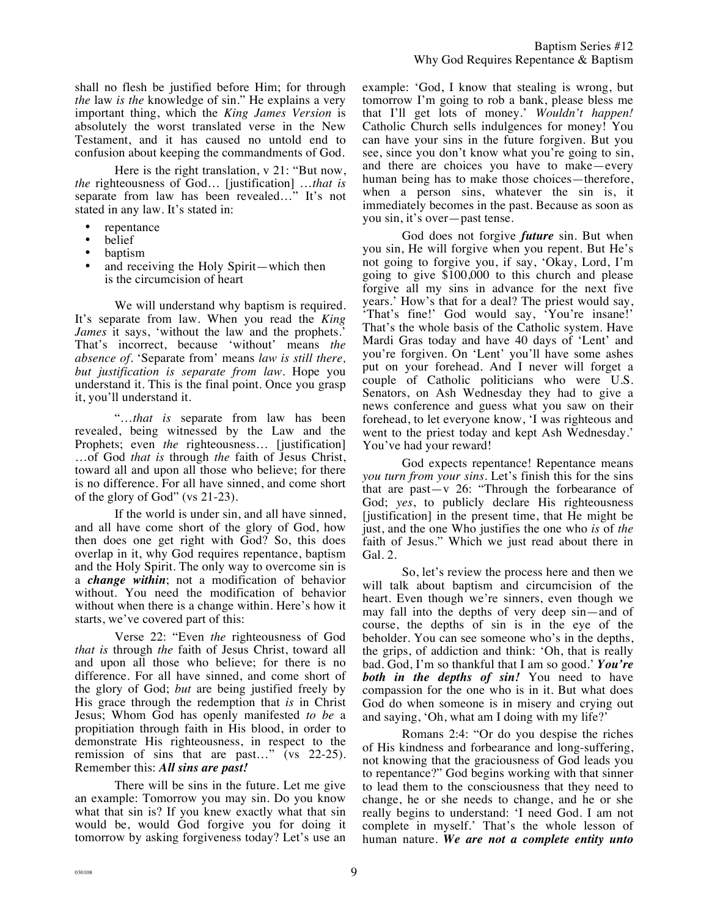shall no flesh be justified before Him; for through *the* law *is the* knowledge of sin." He explains a very important thing, which the *King James Version* is absolutely the worst translated verse in the New Testament, and it has caused no untold end to confusion about keeping the commandments of God.

Here is the right translation, v 21: "But now, *the* righteousness of God… [justification] …*that is* separate from law has been revealed…" It's not stated in any law. It's stated in:

- repentance
- belief
- baptism
- and receiving the Holy Spirit—which then is the circumcision of heart

We will understand why baptism is required. It's separate from law. When you read the *King James* it says, 'without the law and the prophets.' That's incorrect, because 'without' means *the absence of*. 'Separate from' means *law is still there, but justification is separate from law*. Hope you understand it. This is the final point. Once you grasp it, you'll understand it.

"…*that is* separate from law has been revealed, being witnessed by the Law and the Prophets; even *the* righteousness… [justification] …of God *that is* through *the* faith of Jesus Christ, toward all and upon all those who believe; for there is no difference. For all have sinned, and come short of the glory of God" (vs 21-23).

If the world is under sin, and all have sinned, and all have come short of the glory of God, how then does one get right with God? So, this does overlap in it, why God requires repentance, baptism and the Holy Spirit. The only way to overcome sin is a ***change within***; not a modification of behavior without. You need the modification of behavior without when there is a change within. Here's how it starts, we've covered part of this:

Verse 22: "Even *the* righteousness of God *that is* through *the* faith of Jesus Christ, toward all and upon all those who believe; for there is no difference. For all have sinned, and come short of the glory of God; *but* are being justified freely by His grace through the redemption that *is* in Christ Jesus; Whom God has openly manifested *to be* a propitiation through faith in His blood, in order to demonstrate His righteousness, in respect to the remission of sins that are past…" (vs 22-25). Remember this: ***All sins are past!***

There will be sins in the future. Let me give an example: Tomorrow you may sin. Do you know what that sin is? If you knew exactly what that sin would be, would God forgive you for doing it tomorrow by asking forgiveness today? Let's use an example: 'God, I know that stealing is wrong, but tomorrow I'm going to rob a bank, please bless me that I'll get lots of money.' *Wouldn't happen!* Catholic Church sells indulgences for money! You can have your sins in the future forgiven. But you see, since you don't know what you're going to sin, and there are choices you have to make—every human being has to make those choices—therefore, when a person sins, whatever the sin is, it immediately becomes in the past. Because as soon as you sin, it's over—past tense.

God does not forgive ***future*** sin. But when you sin, He will forgive when you repent. But He's not going to forgive you, if say, 'Okay, Lord, I'm going to give $100,000 to this church and please forgive all my sins in advance for the next five years.' How's that for a deal? The priest would say, 'That's fine!' God would say, 'You're insane!' That's the whole basis of the Catholic system. Have Mardi Gras today and have 40 days of 'Lent' and you're forgiven. On 'Lent' you'll have some ashes put on your forehead. And I never will forget a couple of Catholic politicians who were U.S. Senators, on Ash Wednesday they had to give a news conference and guess what you saw on their forehead, to let everyone know, 'I was righteous and went to the priest today and kept Ash Wednesday.' You've had your reward!

God expects repentance! Repentance means *you turn from your sins*. Let's finish this for the sins that are past—v 26: "Through the forbearance of God; *yes*, to publicly declare His righteousness [justification] in the present time, that He might be just, and the one Who justifies the one who *is* of *the* faith of Jesus." Which we just read about there in Gal. 2.

So, let's review the process here and then we will talk about baptism and circumcision of the heart. Even though we're sinners, even though we may fall into the depths of very deep sin—and of course, the depths of sin is in the eye of the beholder. You can see someone who's in the depths, the grips, of addiction and think: 'Oh, that is really bad. God, I'm so thankful that I am so good.' ***You're both in the depths of sin!*** You need to have compassion for the one who is in it. But what does God do when someone is in misery and crying out and saying, 'Oh, what am I doing with my life?'

Romans 2:4: "Or do you despise the riches of His kindness and forbearance and long-suffering, not knowing that the graciousness of God leads you to repentance?" God begins working with that sinner to lead them to the consciousness that they need to change, he or she needs to change, and he or she really begins to understand: 'I need God. I am not complete in myself.' That's the whole lesson of human nature. ***We are not a complete entity unto***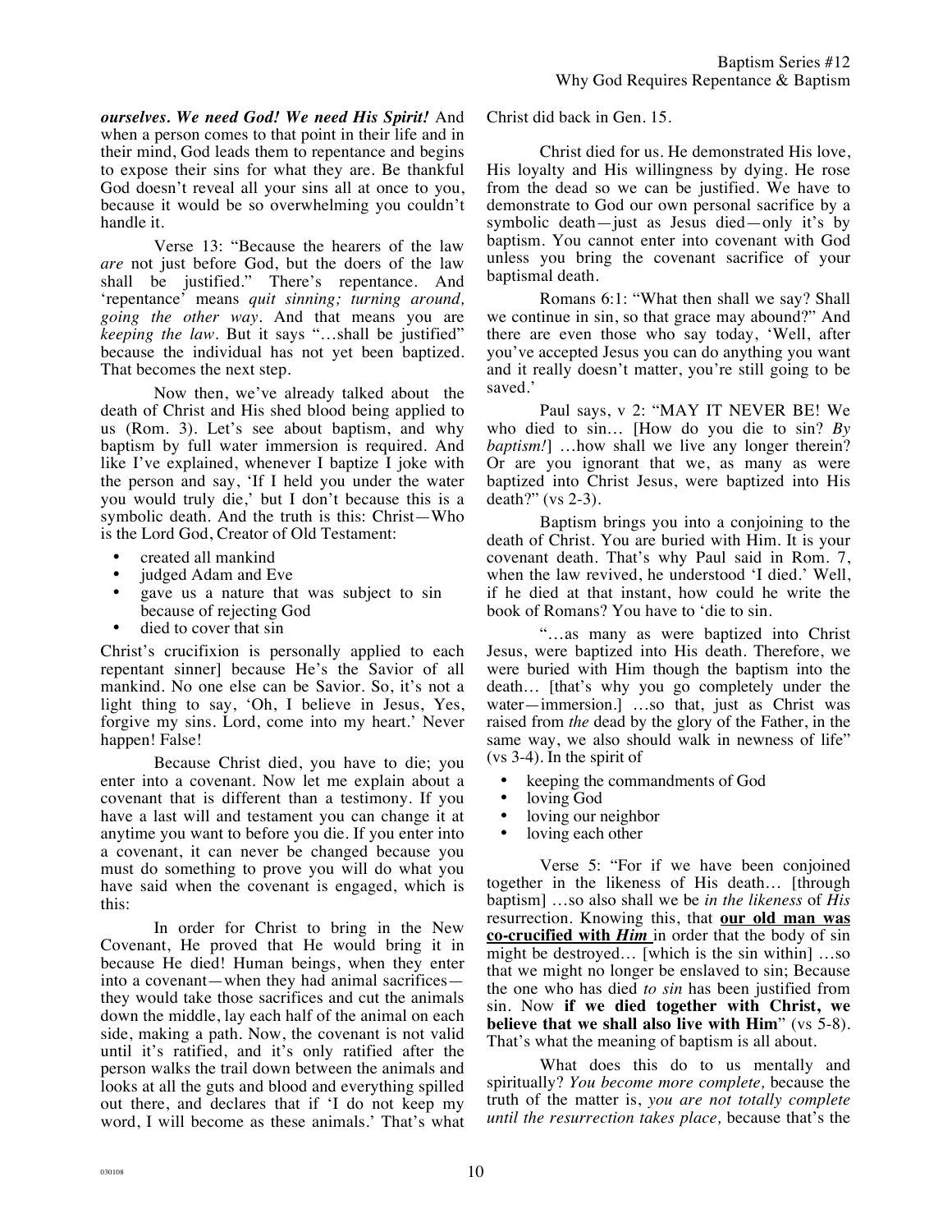***ourselves. We need God! We need His Spirit!*** And when a person comes to that point in their life and in their mind, God leads them to repentance and begins to expose their sins for what they are. Be thankful God doesn't reveal all your sins all at once to you, because it would be so overwhelming you couldn't handle it.

Verse 13: "Because the hearers of the law *are* not just before God, but the doers of the law shall be justified." There's repentance. And 'repentance' means *quit sinning; turning around, going the other way*. And that means you are *keeping the law*. But it says "…shall be justified" because the individual has not yet been baptized. That becomes the next step.

Now then, we've already talked about the death of Christ and His shed blood being applied to us (Rom. 3). Let's see about baptism, and why baptism by full water immersion is required. And like I've explained, whenever I baptize I joke with the person and say, 'If I held you under the water you would truly die,' but I don't because this is a symbolic death. And the truth is this: Christ—Who is the Lord God, Creator of Old Testament:

- created all mankind
- judged Adam and Eve
- gave us a nature that was subject to sin because of rejecting God
- died to cover that sin

Christ's crucifixion is personally applied to each repentant sinner] because He's the Savior of all mankind. No one else can be Savior. So, it's not a light thing to say, 'Oh, I believe in Jesus, Yes, forgive my sins. Lord, come into my heart.' Never happen! False!

Because Christ died, you have to die; you enter into a covenant. Now let me explain about a covenant that is different than a testimony. If you have a last will and testament you can change it at anytime you want to before you die. If you enter into a covenant, it can never be changed because you must do something to prove you will do what you have said when the covenant is engaged, which is this:

In order for Christ to bring in the New Covenant, He proved that He would bring it in because He died! Human beings, when they enter into a covenant—when they had animal sacrifices—they would take those sacrifices and cut the animals down the middle, lay each half of the animal on each side, making a path. Now, the covenant is not valid until it's ratified, and it's only ratified after the person walks the trail down between the animals and looks at all the guts and blood and everything spilled out there, and declares that if 'I do not keep my word, I will become as these animals.' That's what Christ did back in Gen. 15.

Christ died for us. He demonstrated His love, His loyalty and His willingness by dying. He rose from the dead so we can be justified. We have to demonstrate to God our own personal sacrifice by a symbolic death—just as Jesus died—only it's by baptism. You cannot enter into covenant with God unless you bring the covenant sacrifice of your baptismal death.

Romans 6:1: "What then shall we say? Shall we continue in sin, so that grace may abound?" And there are even those who say today, 'Well, after you've accepted Jesus you can do anything you want and it really doesn't matter, you're still going to be saved.'

Paul says, v 2: "MAY IT NEVER BE! We who died to sin… [How do you die to sin? *By baptism!*] …how shall we live any longer therein? Or are you ignorant that we, as many as were baptized into Christ Jesus, were baptized into His death?" (vs 2-3).

Baptism brings you into a conjoining to the death of Christ. You are buried with Him. It is your covenant death. That's why Paul said in Rom. 7, when the law revived, he understood 'I died.' Well, if he died at that instant, how could he write the book of Romans? You have to 'die to sin.

"…as many as were baptized into Christ Jesus, were baptized into His death. Therefore, we were buried with Him though the baptism into the death… [that's why you go completely under the water—immersion.] …so that, just as Christ was raised from *the* dead by the glory of the Father, in the same way, we also should walk in newness of life" (vs 3-4). In the spirit of

- keeping the commandments of God
- loving God
- loving our neighbor
- loving each other

Verse 5: "For if we have been conjoined together in the likeness of His death… [through baptism] …so also shall we be *in the likeness* of *His* resurrection. Knowing this, that **<u>our old man was co-crucified with *Him*</u>** in order that the body of sin might be destroyed… [which is the sin within] …so that we might no longer be enslaved to sin; Because the one who has died *to sin* has been justified from sin. Now **if we died together with Christ, we believe that we shall also live with Him**" (vs 5-8). That's what the meaning of baptism is all about.

What does this do to us mentally and spiritually? *You become more complete,* because the truth of the matter is, *you are not totally complete until the resurrection takes place,* because that's the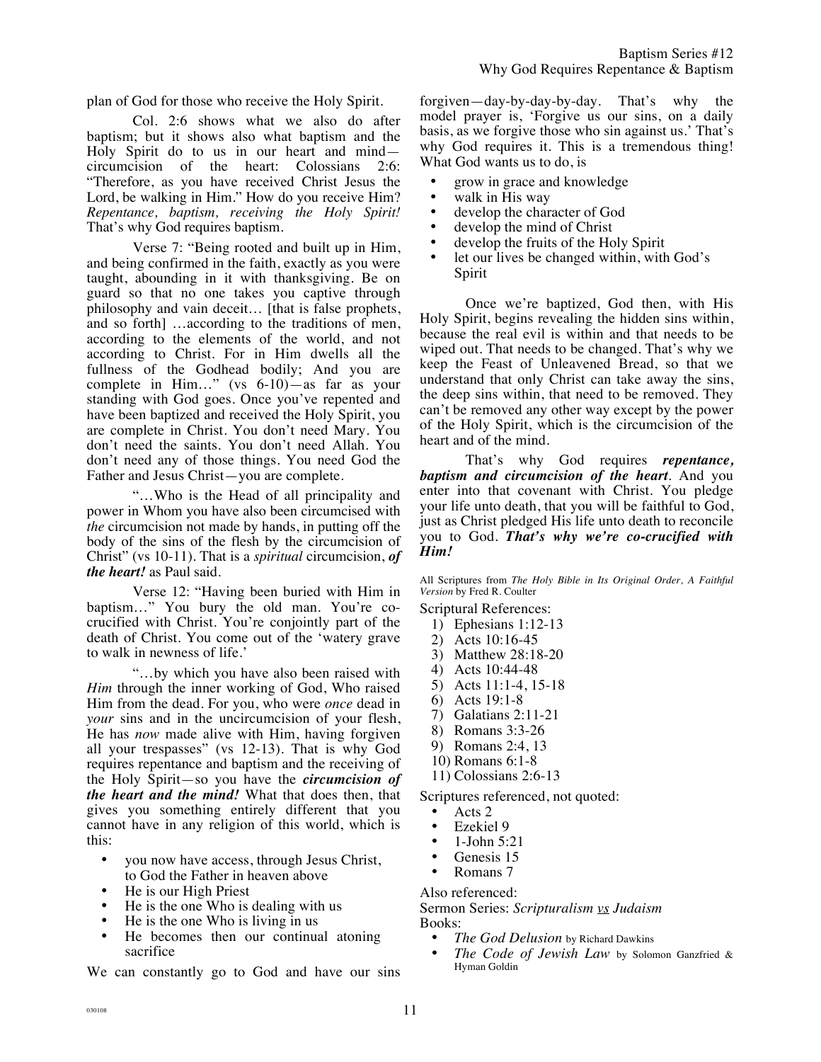plan of God for those who receive the Holy Spirit.

Col. 2:6 shows what we also do after baptism; but it shows also what baptism and the Holy Spirit do to us in our heart and mind—circumcision of the heart: Colossians 2:6: "Therefore, as you have received Christ Jesus the Lord, be walking in Him." How do you receive Him? *Repentance, baptism, receiving the Holy Spirit!* That's why God requires baptism.

Verse 7: "Being rooted and built up in Him, and being confirmed in the faith, exactly as you were taught, abounding in it with thanksgiving. Be on guard so that no one takes you captive through philosophy and vain deceit… [that is false prophets, and so forth] …according to the traditions of men, according to the elements of the world, and not according to Christ. For in Him dwells all the fullness of the Godhead bodily; And you are complete in Him…" (vs 6-10)—as far as your standing with God goes. Once you've repented and have been baptized and received the Holy Spirit, you are complete in Christ. You don't need Mary. You don't need the saints. You don't need Allah. You don't need any of those things. You need God the Father and Jesus Christ—you are complete.

"…Who is the Head of all principality and power in Whom you have also been circumcised with *the* circumcision not made by hands, in putting off the body of the sins of the flesh by the circumcision of Christ" (vs 10-11). That is a *spiritual* circumcision, ***of the heart!*** as Paul said.

Verse 12: "Having been buried with Him in baptism…" You bury the old man. You're co-crucified with Christ. You're conjointly part of the death of Christ. You come out of the 'watery grave to walk in newness of life.'

"…by which you have also been raised with *Him* through the inner working of God, Who raised Him from the dead. For you, who were *once* dead in *your* sins and in the uncircumcision of your flesh, He has *now* made alive with Him, having forgiven all your trespasses" (vs 12-13). That is why God requires repentance and baptism and the receiving of the Holy Spirit—so you have the ***circumcision of the heart and the mind!*** What that does then, that gives you something entirely different that you cannot have in any religion of this world, which is this:

- you now have access, through Jesus Christ, to God the Father in heaven above
- He is our High Priest
- He is the one Who is dealing with us
- He is the one Who is living in us
- He becomes then our continual atoning sacrifice

We can constantly go to God and have our sins forgiven—day-by-day-by-day. That's why the model prayer is, 'Forgive us our sins, on a daily basis, as we forgive those who sin against us.' That's why God requires it. This is a tremendous thing! What God wants us to do, is

- grow in grace and knowledge
- walk in His way
- develop the character of God
- develop the mind of Christ
- develop the fruits of the Holy Spirit
- let our lives be changed within, with God's Spirit

Once we're baptized, God then, with His Holy Spirit, begins revealing the hidden sins within, because the real evil is within and that needs to be wiped out. That needs to be changed. That's why we keep the Feast of Unleavened Bread, so that we understand that only Christ can take away the sins, the deep sins within, that need to be removed. They can't be removed any other way except by the power of the Holy Spirit, which is the circumcision of the heart and of the mind.

That's why God requires ***repentance, baptism and circumcision of the heart***. And you enter into that covenant with Christ. You pledge your life unto death, that you will be faithful to God, just as Christ pledged His life unto death to reconcile you to God. ***That's why we're co-crucified with Him!***

All Scriptures from *The Holy Bible in Its Original Order, A Faithful Version* by Fred R. Coulter

Scriptural References:

1) Ephesians 1:12-13
2) Acts 10:16-45
3) Matthew 28:18-20
4) Acts 10:44-48
5) Acts 11:1-4, 15-18
6) Acts 19:1-8
7) Galatians 2:11-21
8) Romans 3:3-26
9) Romans 2:4, 13
10) Romans 6:1-8
11) Colossians 2:6-13

Scriptures referenced, not quoted:

- Acts 2
- Ezekiel 9
- 1-John 5:21
- Genesis 15
- Romans 7

Also referenced:

Sermon Series: *Scripturalism vs Judaism*

Books:

- *The God Delusion* by Richard Dawkins
- *The Code of Jewish Law* by Solomon Ganzfried & Hyman Goldin

030108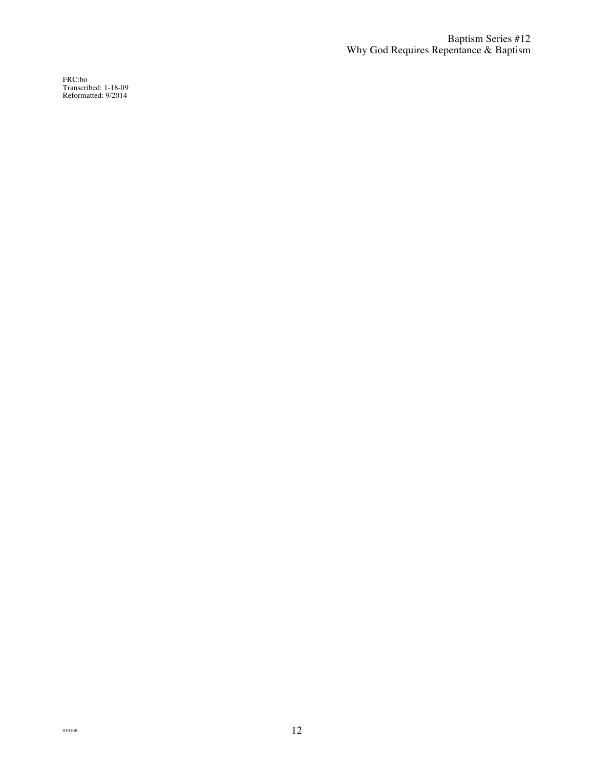FRC:bo
Transcribed: 1-18-09
Reformatted: 9/2014